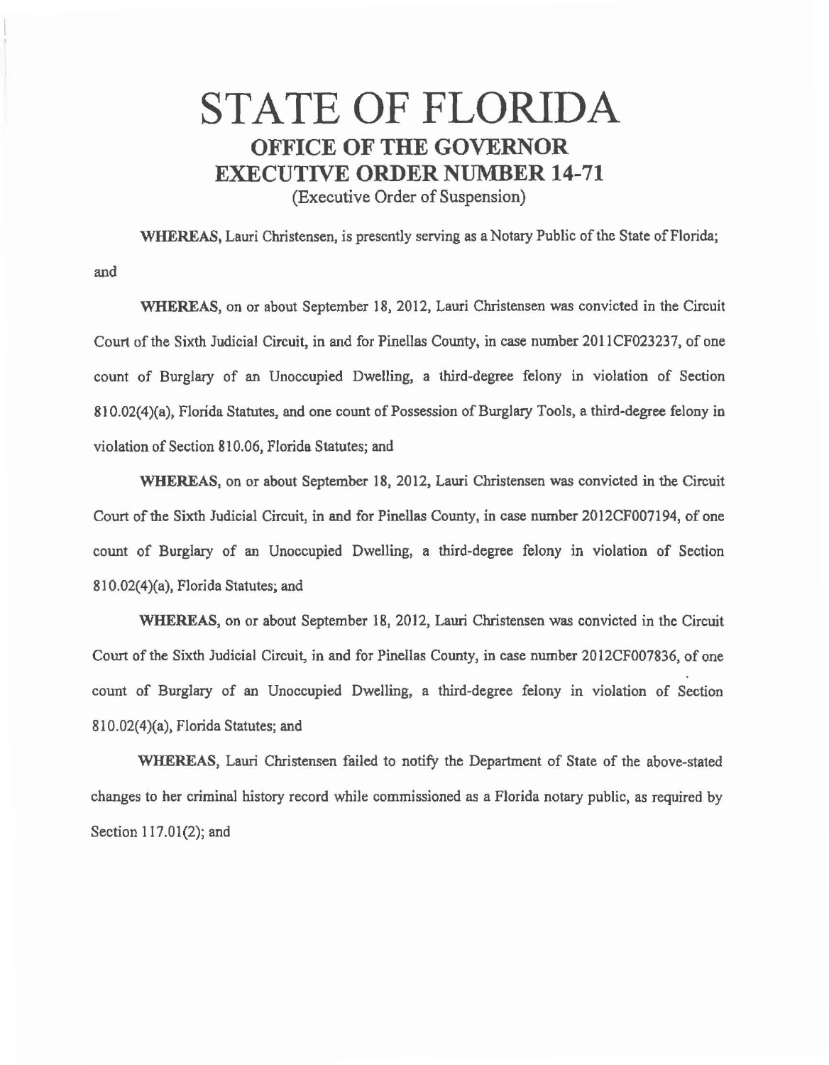# STATE OF FLORIDA

## OFFICE OF THE GOVERNOR

## EXECUTIVE ORDER NUMBER 14-71

(Executive Order of Suspension)

**WHEREAS**, Lauri Christensen, is presently serving as a Notary Public of the State of Florida; and

**WHEREAS**, on or about September 18, 2012, Lauri Christensen was convicted in the Circuit Court of the Sixth Judicial Circuit, in and for Pinellas County, in case number 2011CF023237, of one count of Burglary of an Unoccupied Dwelling, a third-degree felony in violation of Section 810.02(4)(a), Florida Statutes, and one count of Possession of Burglary Tools, a third-degree felony in violation of Section 810.06, Florida Statutes; and

**WHEREAS**, on or about September 18, 2012, Lauri Christensen was convicted in the Circuit Court of the Sixth Judicial Circuit, in and for Pinellas County, in case number 2012CF007194, of one count of Burglary of an Unoccupied Dwelling, a third-degree felony in violation of Section 810.02(4)(a), Florida Statutes; and

**WHEREAS**, on or about September 18, 2012, Lauri Christensen was convicted in the Circuit Court of the Sixth Judicial Circuit, in and for Pinellas County, in case number 2012CF007836, of one count of Burglary of an Unoccupied Dwelling, a third-degree felony in violation of Section 810.02(4)(a), Florida Statutes; and

**WHEREAS**, Lauri Christensen failed to notify the Department of State of the above-stated changes to her criminal history record while commissioned as a Florida notary public, as required by Section 117.01(2); and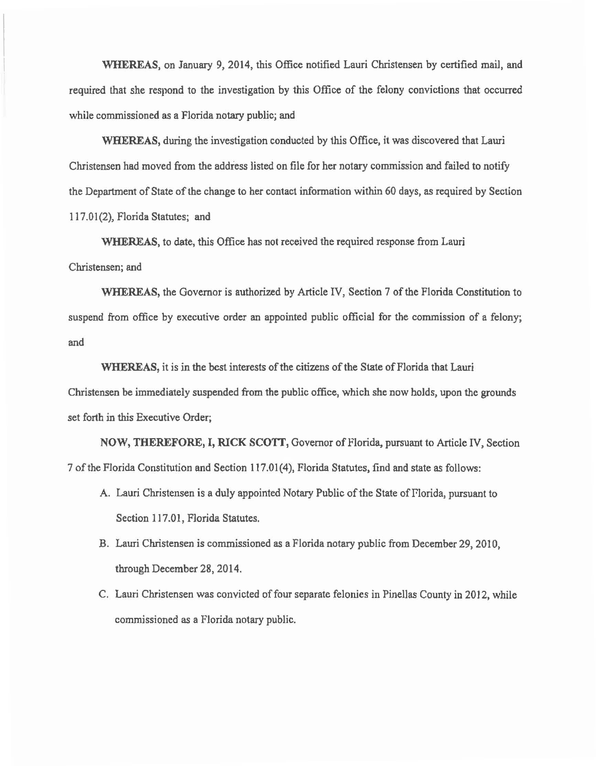**WHEREAS,** on January 9, 2014, this Office notified Lauri Christensen by certified mail, and required that she respond to the investigation by this Office of the felony convictions that occurred while commissioned as a Florida notary public; and

**WHEREAS,** during the investigation conducted by this Office, it was discovered that Lauri Christensen had moved from the address listed on file for her notary commission and failed to notify the Department of State of the change to her contact information within 60 days, as required by Section 117.01(2), Florida Statutes; and

**WHEREAS,** to date, this Office has not received the required response from Lauri Christensen; and

**WHEREAS,** the Governor is authorized by Article IV, Section 7 of the Florida Constitution to suspend from office by executive order an appointed public official for the commission of a felony; and

**WHEREAS,** it is in the best interests of the citizens of the State of Florida that Lauri Christensen be immediately suspended from the public office, which she now holds, upon the grounds set forth in this Executive Order;

**NOW, THEREFORE, I, RICK SCOTT,** Governor of Florida, pursuant to Article IV, Section 7 of the Florida Constitution and Section 117.01(4), Florida Statutes, find and state as follows:

A. Lauri Christensen is a duly appointed Notary Public of the State of Florida, pursuant to Section 117.01, Florida Statutes.

B. Lauri Christensen is commissioned as a Florida notary public from December 29, 2010, through December 28, 2014.

C. Lauri Christensen was convicted of four separate felonies in Pinellas County in 2012, while commissioned as a Florida notary public.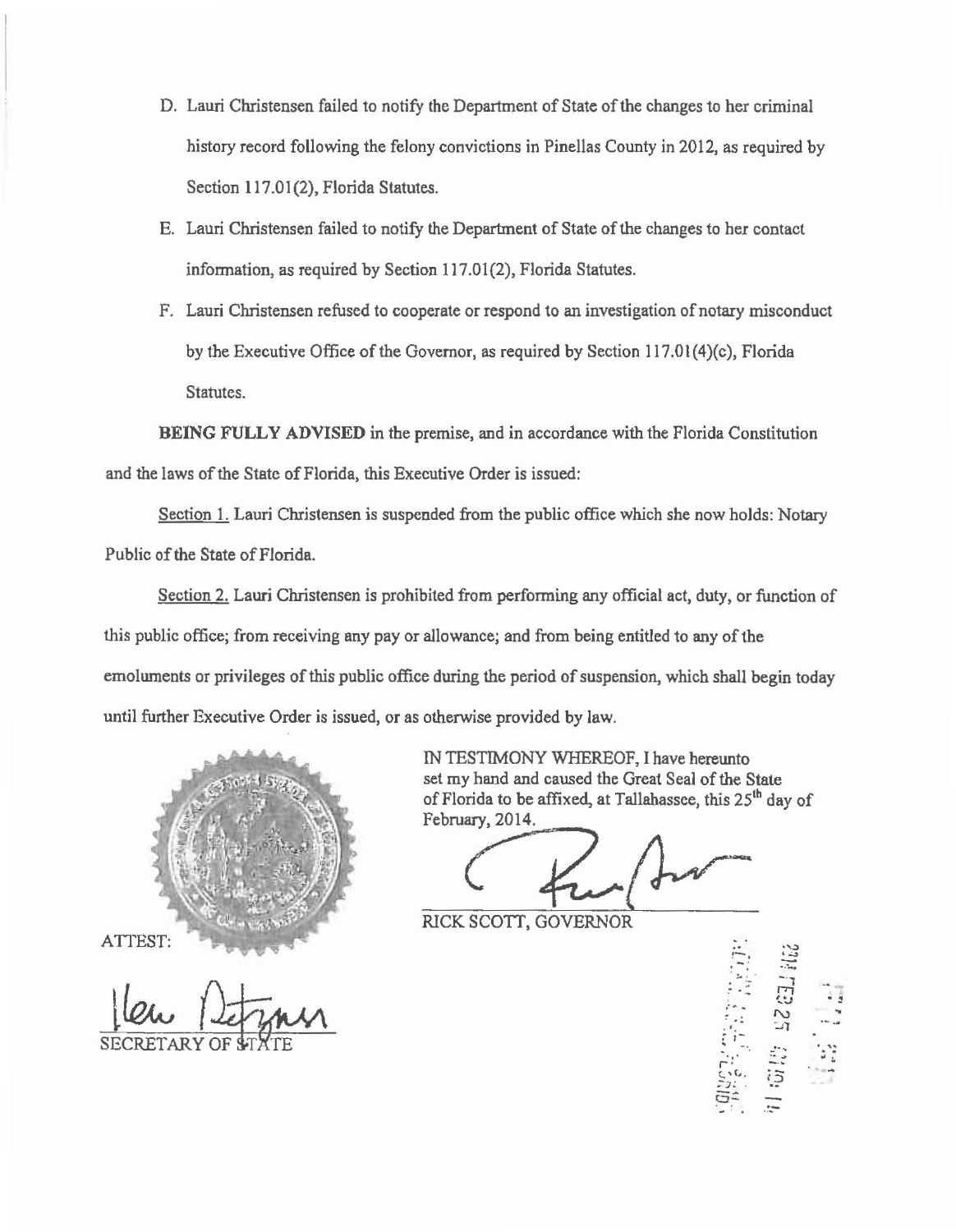D. Lauri Christensen failed to notify the Department of State of the changes to her criminal history record following the felony convictions in Pinellas County in 2012, as required by Section 117.01(2), Florida Statutes.

E. Lauri Christensen failed to notify the Department of State of the changes to her contact information, as required by Section 117.01(2), Florida Statutes.

F. Lauri Christensen refused to cooperate or respond to an investigation of notary misconduct by the Executive Office of the Governor, as required by Section 117.01(4)(c), Florida Statutes.

**BEING FULLY ADVISED** in the premise, and in accordance with the Florida Constitution and the laws of the State of Florida, this Executive Order is issued:

Section 1. Lauri Christensen is suspended from the public office which she now holds: Notary Public of the State of Florida.

Section 2. Lauri Christensen is prohibited from performing any official act, duty, or function of this public office; from receiving any pay or allowance; and from being entitled to any of the emoluments or privileges of this public office during the period of suspension, which shall begin today until further Executive Order is issued, or as otherwise provided by law.

IN TESTIMONY WHEREOF, I have hereunto set my hand and caused the Great Seal of the State of Florida to be affixed, at Tallahassee, this 25th day of February, 2014.

RICK SCOTT, GOVERNOR

ATTEST:

SECRETARY OF STATE

2014 FEB 25 PM 12:14